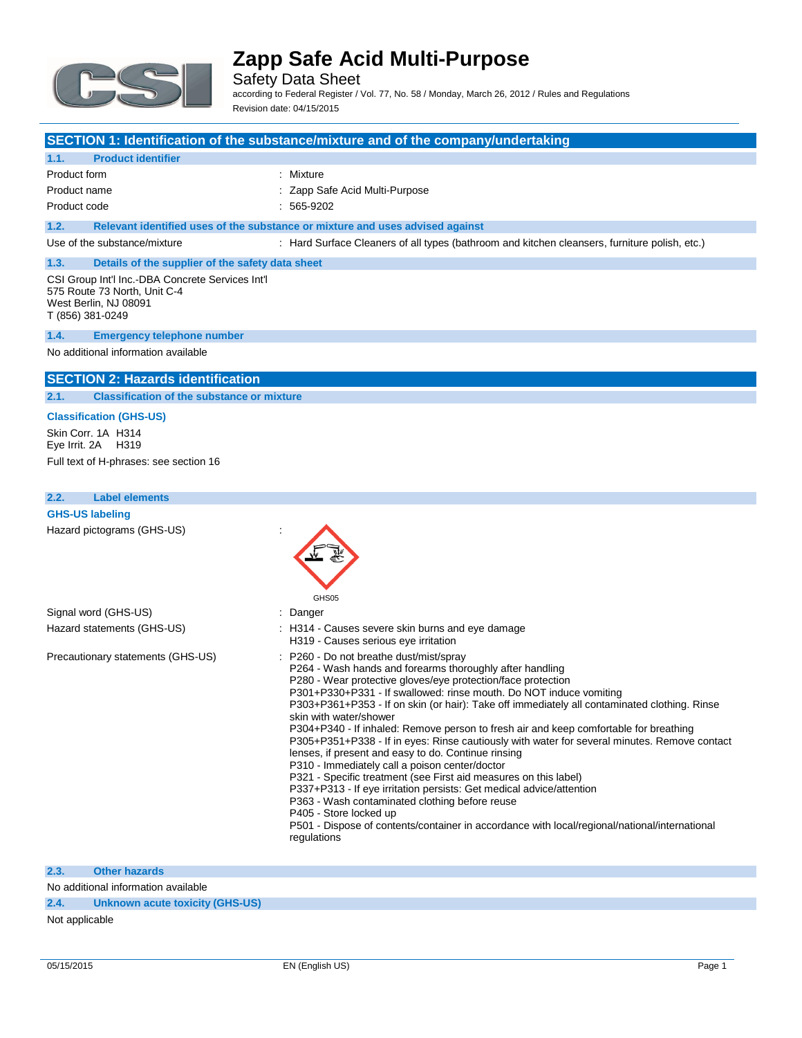# Zapp Safe Acid Multi-Purpose

Safety Data Sheet

according to Federal Register / Vol. 77, No. 58 / Monday, March 26, 2012 / Rules and Regulations

Revision date: 04/15/2015

## SECTION 1: Identification of the substance/mixture and of the company/undertaking

### 1.1. Product identifier

| | |
|---|---|
| Product form | : Mixture |
| Product name | : Zapp Safe Acid Multi-Purpose |
| Product code | : 565-9202 |

### 1.2. Relevant identified uses of the substance or mixture and uses advised against

| | |
|---|---|
| Use of the substance/mixture | : Hard Surface Cleaners of all types (bathroom and kitchen cleansers, furniture polish, etc.) |

### 1.3. Details of the supplier of the safety data sheet

CSI Group Int'l Inc.-DBA Concrete Services Int'l
575 Route 73 North, Unit C-4
West Berlin, NJ 08091
T (856) 381-0249

### 1.4. Emergency telephone number

No additional information available

## SECTION 2: Hazards identification

### 2.1. Classification of the substance or mixture

**Classification (GHS-US)**

Skin Corr. 1A H314
Eye Irrit. 2A H319

Full text of H-phrases: see section 16

### 2.2. Label elements

**GHS-US labeling**

Hazard pictograms (GHS-US) :

GHS05

Signal word (GHS-US) : Danger

Hazard statements (GHS-US) :
- H314 - Causes severe skin burns and eye damage
- H319 - Causes serious eye irritation

Precautionary statements (GHS-US) :
- P260 - Do not breathe dust/mist/spray
- P264 - Wash hands and forearms thoroughly after handling
- P280 - Wear protective gloves/eye protection/face protection
- P301+P330+P331 - If swallowed: rinse mouth. Do NOT induce vomiting
- P303+P361+P353 - If on skin (or hair): Take off immediately all contaminated clothing. Rinse skin with water/shower
- P304+P340 - If inhaled: Remove person to fresh air and keep comfortable for breathing
- P305+P351+P338 - If in eyes: Rinse cautiously with water for several minutes. Remove contact lenses, if present and easy to do. Continue rinsing
- P310 - Immediately call a poison center/doctor
- P321 - Specific treatment (see First aid measures on this label)
- P337+P313 - If eye irritation persists: Get medical advice/attention
- P363 - Wash contaminated clothing before reuse
- P405 - Store locked up
- P501 - Dispose of contents/container in accordance with local/regional/national/international regulations

### 2.3. Other hazards

No additional information available

### 2.4. Unknown acute toxicity (GHS-US)

Not applicable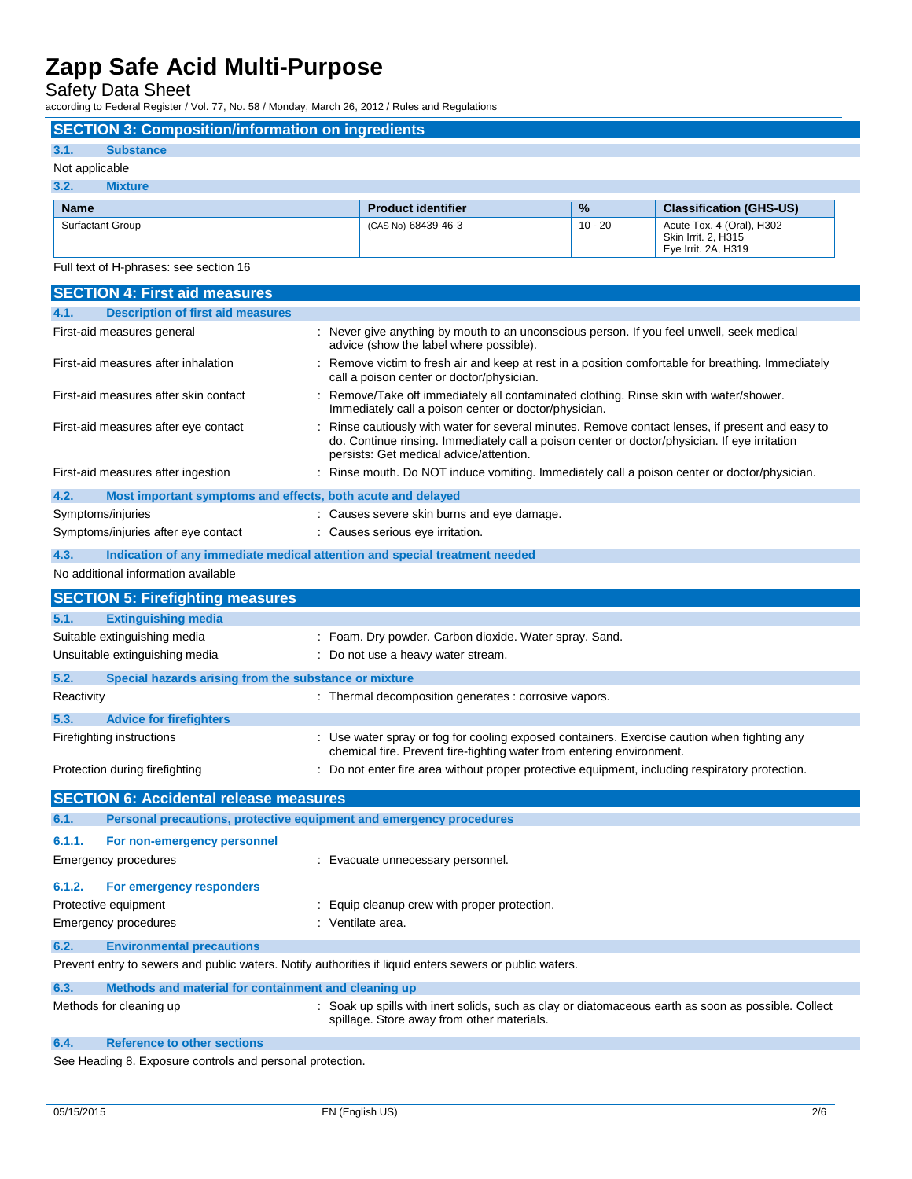## SECTION 3: Composition/information on ingredients

### 3.1. Substance

Not applicable

### 3.2. Mixture

| Name | Product identifier | % | Classification (GHS-US) |
|---|---|---|---|
| Surfactant Group | (CAS No) 68439-46-3 | 10 - 20 | Acute Tox. 4 (Oral), H302<br>Skin Irrit. 2, H315<br>Eye Irrit. 2A, H319 |

Full text of H-phrases: see section 16

## SECTION 4: First aid measures

### 4.1. Description of first aid measures

| | |
|---|---|
| First-aid measures general | : Never give anything by mouth to an unconscious person. If you feel unwell, seek medical advice (show the label where possible). |
| First-aid measures after inhalation | : Remove victim to fresh air and keep at rest in a position comfortable for breathing. Immediately call a poison center or doctor/physician. |
| First-aid measures after skin contact | : Remove/Take off immediately all contaminated clothing. Rinse skin with water/shower. Immediately call a poison center or doctor/physician. |
| First-aid measures after eye contact | : Rinse cautiously with water for several minutes. Remove contact lenses, if present and easy to do. Continue rinsing. Immediately call a poison center or doctor/physician. If eye irritation persists: Get medical advice/attention. |
| First-aid measures after ingestion | : Rinse mouth. Do NOT induce vomiting. Immediately call a poison center or doctor/physician. |

### 4.2. Most important symptoms and effects, both acute and delayed

| | |
|---|---|
| Symptoms/injuries | : Causes severe skin burns and eye damage. |
| Symptoms/injuries after eye contact | : Causes serious eye irritation. |

### 4.3. Indication of any immediate medical attention and special treatment needed

No additional information available

## SECTION 5: Firefighting measures

### 5.1. Extinguishing media

| | |
|---|---|
| Suitable extinguishing media | : Foam. Dry powder. Carbon dioxide. Water spray. Sand. |
| Unsuitable extinguishing media | : Do not use a heavy water stream. |

### 5.2. Special hazards arising from the substance or mixture

| | |
|---|---|
| Reactivity | : Thermal decomposition generates : corrosive vapors. |

### 5.3. Advice for firefighters

| | |
|---|---|
| Firefighting instructions | : Use water spray or fog for cooling exposed containers. Exercise caution when fighting any chemical fire. Prevent fire-fighting water from entering environment. |
| Protection during firefighting | : Do not enter fire area without proper protective equipment, including respiratory protection. |

## SECTION 6: Accidental release measures

### 6.1. Personal precautions, protective equipment and emergency procedures

#### 6.1.1. For non-emergency personnel

| | |
|---|---|
| Emergency procedures | : Evacuate unnecessary personnel. |

#### 6.1.2. For emergency responders

| | |
|---|---|
| Protective equipment | : Equip cleanup crew with proper protection. |
| Emergency procedures | : Ventilate area. |

### 6.2. Environmental precautions

Prevent entry to sewers and public waters. Notify authorities if liquid enters sewers or public waters.

### 6.3. Methods and material for containment and cleaning up

| | |
|---|---|
| Methods for cleaning up | : Soak up spills with inert solids, such as clay or diatomaceous earth as soon as possible. Collect spillage. Store away from other materials. |

### 6.4. Reference to other sections

See Heading 8. Exposure controls and personal protection.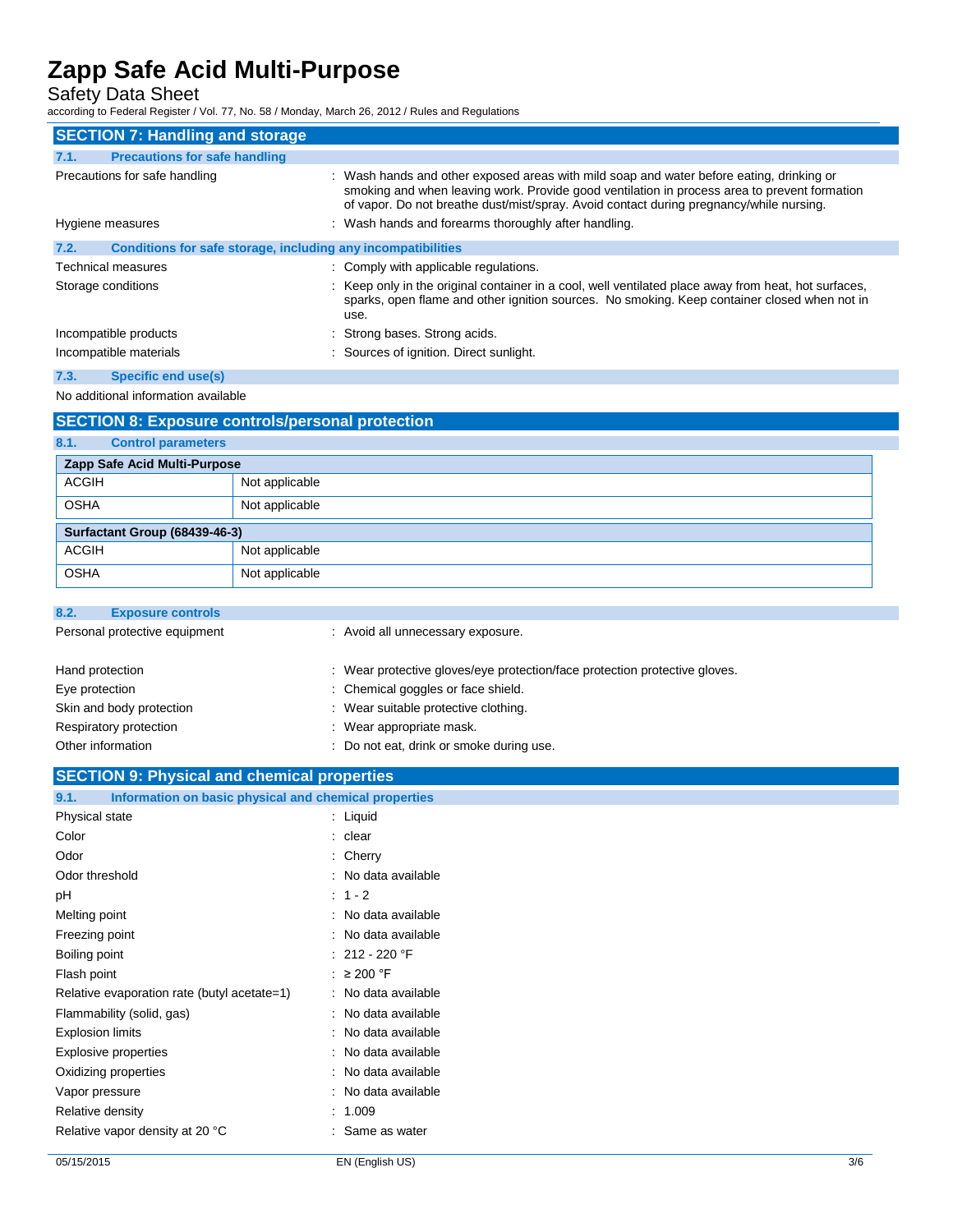# SECTION 7: Handling and storage

## 7.1. Precautions for safe handling

Precautions for safe handling : Wash hands and other exposed areas with mild soap and water before eating, drinking or smoking and when leaving work. Provide good ventilation in process area to prevent formation of vapor. Do not breathe dust/mist/spray. Avoid contact during pregnancy/while nursing.

Hygiene measures : Wash hands and forearms thoroughly after handling.

## 7.2. Conditions for safe storage, including any incompatibilities

Technical measures : Comply with applicable regulations.

Storage conditions : Keep only in the original container in a cool, well ventilated place away from heat, hot surfaces, sparks, open flame and other ignition sources. No smoking. Keep container closed when not in use.

Incompatible products : Strong bases. Strong acids.

Incompatible materials : Sources of ignition. Direct sunlight.

## 7.3. Specific end use(s)

No additional information available

# SECTION 8: Exposure controls/personal protection

## 8.1. Control parameters

| Zapp Safe Acid Multi-Purpose | |
|---|---|
| ACGIH | Not applicable |
| OSHA | Not applicable |

| Surfactant Group (68439-46-3) | |
|---|---|
| ACGIH | Not applicable |
| OSHA | Not applicable |

## 8.2. Exposure controls

Personal protective equipment : Avoid all unnecessary exposure.

Hand protection : Wear protective gloves/eye protection/face protection protective gloves.

Eye protection : Chemical goggles or face shield.

Skin and body protection : Wear suitable protective clothing.

Respiratory protection : Wear appropriate mask.

Other information : Do not eat, drink or smoke during use.

# SECTION 9: Physical and chemical properties

## 9.1. Information on basic physical and chemical properties

Physical state : Liquid

Color : clear

Odor : Cherry

Odor threshold : No data available

pH : 1 - 2

Melting point : No data available

Freezing point : No data available

Boiling point : 212 - 220 °F

Flash point : ≥ 200 °F

Relative evaporation rate (butyl acetate=1) : No data available

Flammability (solid, gas) : No data available

Explosion limits : No data available

Explosive properties : No data available

Oxidizing properties : No data available

Vapor pressure : No data available

Relative density : 1.009

Relative vapor density at 20 °C : Same as water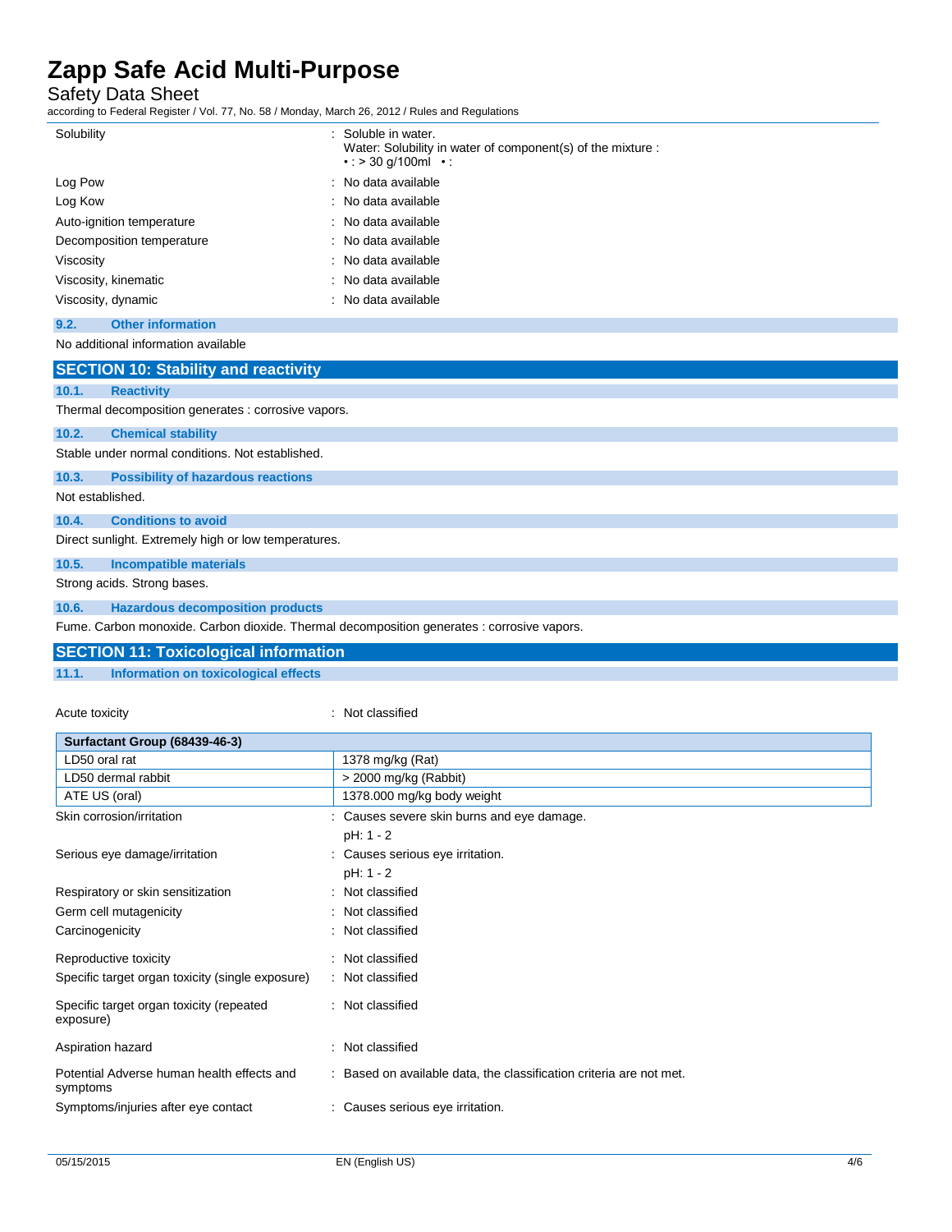| | |
|---|---|
| Solubility | : Soluble in water.<br>Water: Solubility in water of component(s) of the mixture :<br>• : > 30 g/100ml • : |
| Log Pow | : No data available |
| Log Kow | : No data available |
| Auto-ignition temperature | : No data available |
| Decomposition temperature | : No data available |
| Viscosity | : No data available |
| Viscosity, kinematic | : No data available |
| Viscosity, dynamic | : No data available |

### 9.2. Other information

No additional information available

## SECTION 10: Stability and reactivity

### 10.1. Reactivity

Thermal decomposition generates : corrosive vapors.

### 10.2. Chemical stability

Stable under normal conditions. Not established.

### 10.3. Possibility of hazardous reactions

Not established.

### 10.4. Conditions to avoid

Direct sunlight. Extremely high or low temperatures.

### 10.5. Incompatible materials

Strong acids. Strong bases.

### 10.6. Hazardous decomposition products

Fume. Carbon monoxide. Carbon dioxide. Thermal decomposition generates : corrosive vapors.

## SECTION 11: Toxicological information

### 11.1. Information on toxicological effects

Acute toxicity : Not classified

| **Surfactant Group (68439-46-3)** | |
|---|---|
| LD50 oral rat | 1378 mg/kg (Rat) |
| LD50 dermal rabbit | > 2000 mg/kg (Rabbit) |
| ATE US (oral) | 1378.000 mg/kg body weight |

| | |
|---|---|
| Skin corrosion/irritation | : Causes severe skin burns and eye damage.<br>pH: 1 - 2 |
| Serious eye damage/irritation | : Causes serious eye irritation.<br>pH: 1 - 2 |
| Respiratory or skin sensitization | : Not classified |
| Germ cell mutagenicity | : Not classified |
| Carcinogenicity | : Not classified |
| Reproductive toxicity | : Not classified |
| Specific target organ toxicity (single exposure) | : Not classified |
| Specific target organ toxicity (repeated exposure) | : Not classified |
| Aspiration hazard | : Not classified |
| Potential Adverse human health effects and symptoms | : Based on available data, the classification criteria are not met. |
| Symptoms/injuries after eye contact | : Causes serious eye irritation. |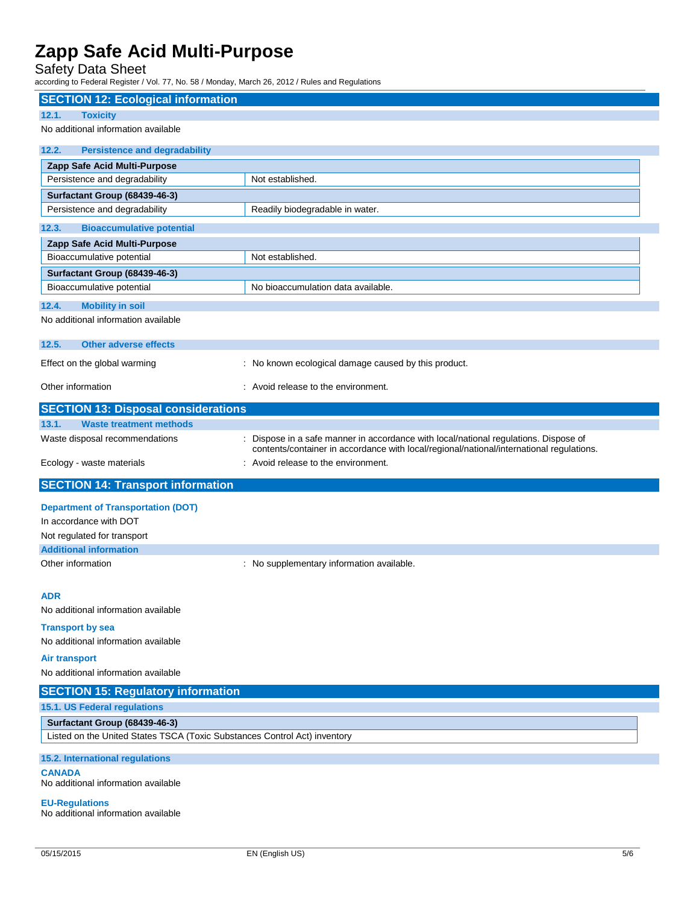## SECTION 12: Ecological information

### 12.1. Toxicity

No additional information available

### 12.2. Persistence and degradability

| Zapp Safe Acid Multi-Purpose | |
|---|---|
| Persistence and degradability | Not established. |
| **Surfactant Group (68439-46-3)** | |
| Persistence and degradability | Readily biodegradable in water. |

### 12.3. Bioaccumulative potential

| Zapp Safe Acid Multi-Purpose | |
|---|---|
| Bioaccumulative potential | Not established. |
| **Surfactant Group (68439-46-3)** | |
| Bioaccumulative potential | No bioaccumulation data available. |

### 12.4. Mobility in soil

No additional information available

### 12.5. Other adverse effects

Effect on the global warming : No known ecological damage caused by this product.

Other information : Avoid release to the environment.

## SECTION 13: Disposal considerations

### 13.1. Waste treatment methods

Waste disposal recommendations : Dispose in a safe manner in accordance with local/national regulations. Dispose of contents/container in accordance with local/regional/national/international regulations.

Ecology - waste materials : Avoid release to the environment.

## SECTION 14: Transport information

**Department of Transportation (DOT)**

In accordance with DOT

Not regulated for transport

**Additional information**

Other information : No supplementary information available.

**ADR**

No additional information available

**Transport by sea**

No additional information available

**Air transport**

No additional information available

## SECTION 15: Regulatory information

### 15.1. US Federal regulations

| Surfactant Group (68439-46-3) |
|---|
| Listed on the United States TSCA (Toxic Substances Control Act) inventory |

### 15.2. International regulations

**CANADA**

No additional information available

**EU-Regulations**

No additional information available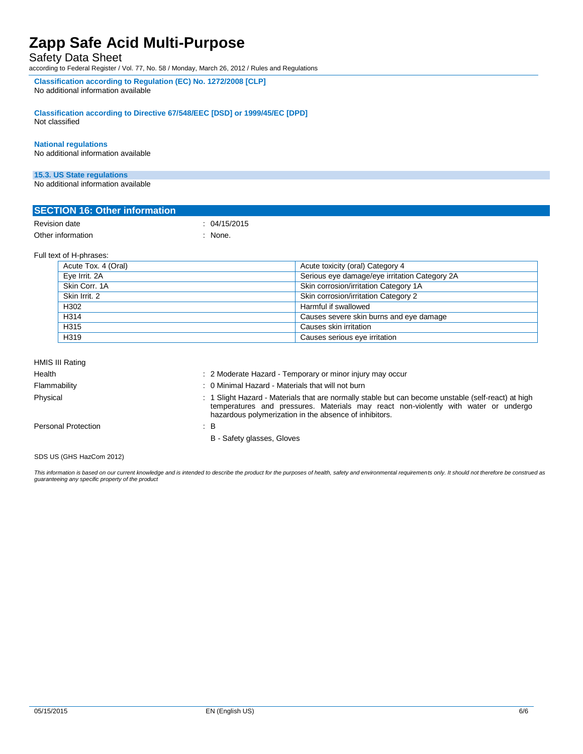**Classification according to Regulation (EC) No. 1272/2008 [CLP]**

No additional information available

**Classification according to Directive 67/548/EEC [DSD] or 1999/45/EC [DPD]**

Not classified

**National regulations**

No additional information available

**15.3. US State regulations**

No additional information available

## SECTION 16: Other information

Revision date : 04/15/2015

Other information : None.

Full text of H-phrases:

| | |
|---|---|
| Acute Tox. 4 (Oral) | Acute toxicity (oral) Category 4 |
| Eye Irrit. 2A | Serious eye damage/eye irritation Category 2A |
| Skin Corr. 1A | Skin corrosion/irritation Category 1A |
| Skin Irrit. 2 | Skin corrosion/irritation Category 2 |
| H302 | Harmful if swallowed |
| H314 | Causes severe skin burns and eye damage |
| H315 | Causes skin irritation |
| H319 | Causes serious eye irritation |

HMIS III Rating

Health : 2 Moderate Hazard - Temporary or minor injury may occur

Flammability : 0 Minimal Hazard - Materials that will not burn

Physical : 1 Slight Hazard - Materials that are normally stable but can become unstable (self-react) at high temperatures and pressures. Materials may react non-violently with water or undergo hazardous polymerization in the absence of inhibitors.

Personal Protection : B

B - Safety glasses, Gloves

SDS US (GHS HazCom 2012)

*This information is based on our current knowledge and is intended to describe the product for the purposes of health, safety and environmental requirements only. It should not therefore be construed as guaranteeing any specific property of the product*